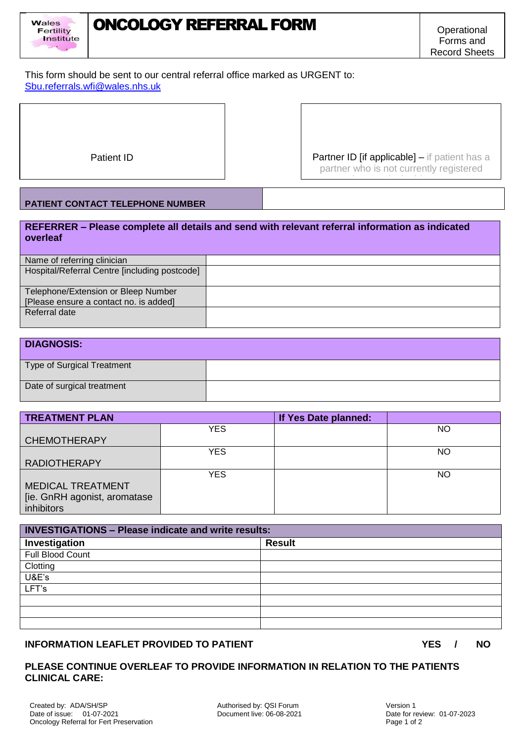Wales Fertility Institute

# ONCOLOGY REFERRAL FORM

Operational Forms and Record Sheets

This form should be sent to our central referral office marked as URGENT to:
Sbu.referrals.wfi@wales.nhs.uk

| Patient ID | Partner ID [if applicable] – if patient has a partner who is not currently registered |
|---|---|
| | |

| PATIENT CONTACT TELEPHONE NUMBER | |
|---|---|

| REFERRER – Please complete all details and send with relevant referral information as indicated overleaf | |
|---|---|
| Name of referring clinician | |
| Hospital/Referral Centre [including postcode] | |
| Telephone/Extension or Bleep Number [Please ensure a contact no. is added] | |
| Referral date | |

| DIAGNOSIS: | |
|---|---|
| Type of Surgical Treatment | |
| Date of surgical treatment | |

| TREATMENT PLAN | | If Yes Date planned: | |
|---|---|---|---|
| CHEMOTHERAPY | YES | | NO |
| RADIOTHERAPY | YES | | NO |
| MEDICAL TREATMENT [ie. GnRH agonist, aromatase inhibitors | YES | | NO |

| INVESTIGATIONS – Please indicate and write results: | |
|---|---|
| **Investigation** | **Result** |
| Full Blood Count | |
| Clotting | |
| U&E's | |
| LFT's | |
| | |
| | |
| | |

**INFORMATION LEAFLET PROVIDED TO PATIENT** **YES / NO**

**PLEASE CONTINUE OVERLEAF TO PROVIDE INFORMATION IN RELATION TO THE PATIENTS CLINICAL CARE:**

Created by: ADA/SH/SP
Date of issue: 01-07-2021
Oncology Referral for Fert Preservation

Authorised by: QSI Forum
Document live: 06-08-2021

Version 1
Date for review: 01-07-2023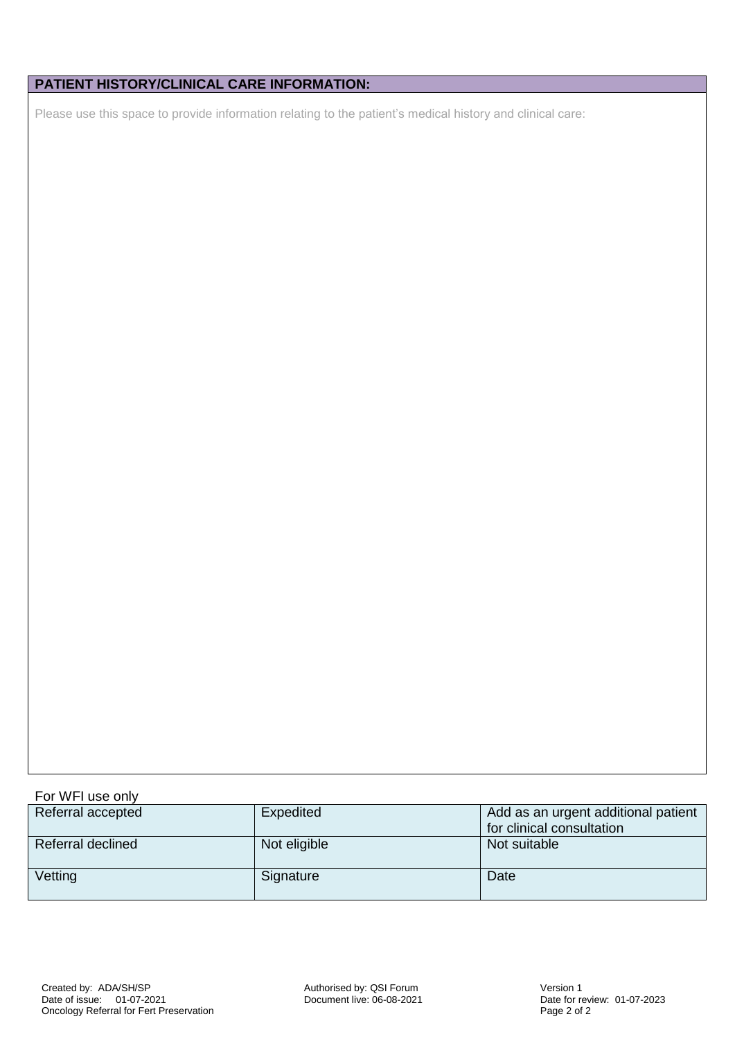## PATIENT HISTORY/CLINICAL CARE INFORMATION:

Please use this space to provide information relating to the patient's medical history and clinical care:

For WFI use only

| | | |
|---|---|---|
| Referral accepted | Expedited | Add as an urgent additional patient for clinical consultation |
| Referral declined | Not eligible | Not suitable |
| Vetting | Signature | Date |

Created by: ADA/SH/SP
Date of issue: 01-07-2021
Oncology Referral for Fert Preservation

Authorised by: QSI Forum
Document live: 06-08-2021

Version 1
Date for review: 01-07-2023